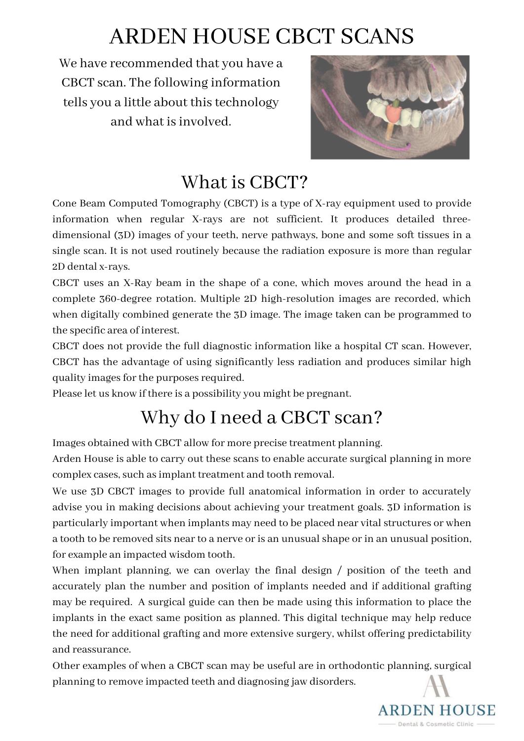# ARDEN HOUSE CBCT SCANS

We have recommended that you have a CBCT scan. The following information tells you a little about this technology and what is involved.

## What is CBCT?

Cone Beam Computed Tomography (CBCT) is a type of X-ray equipment used to provide information when regular X-rays are not sufficient. It produces detailed three-dimensional (3D) images of your teeth, nerve pathways, bone and some soft tissues in a single scan. It is not used routinely because the radiation exposure is more than regular 2D dental x-rays.

CBCT uses an X-Ray beam in the shape of a cone, which moves around the head in a complete 360-degree rotation. Multiple 2D high-resolution images are recorded, which when digitally combined generate the 3D image. The image taken can be programmed to the specific area of interest.

CBCT does not provide the full diagnostic information like a hospital CT scan. However, CBCT has the advantage of using significantly less radiation and produces similar high quality images for the purposes required.

Please let us know if there is a possibility you might be pregnant.

## Why do I need a CBCT scan?

Images obtained with CBCT allow for more precise treatment planning.

Arden House is able to carry out these scans to enable accurate surgical planning in more complex cases, such as implant treatment and tooth removal.

We use 3D CBCT images to provide full anatomical information in order to accurately advise you in making decisions about achieving your treatment goals. 3D information is particularly important when implants may need to be placed near vital structures or when a tooth to be removed sits near to a nerve or is an unusual shape or in an unusual position, for example an impacted wisdom tooth.

When implant planning, we can overlay the final design / position of the teeth and accurately plan the number and position of implants needed and if additional grafting may be required. A surgical guide can then be made using this information to place the implants in the exact same position as planned. This digital technique may help reduce the need for additional grafting and more extensive surgery, whilst offering predictability and reassurance.

Other examples of when a CBCT scan may be useful are in orthodontic planning, surgical planning to remove impacted teeth and diagnosing jaw disorders.

ARDEN HOUSE

Dental & Cosmetic Clinic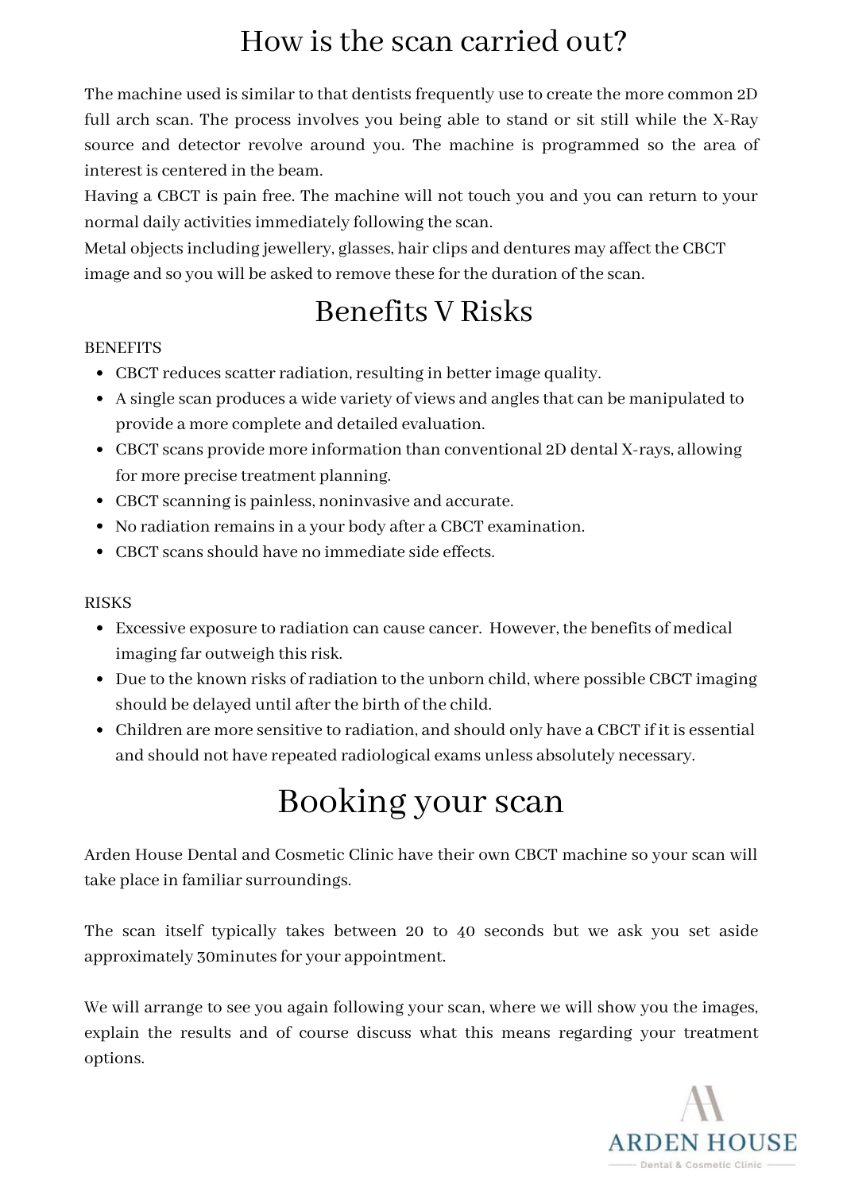# How is the scan carried out?

The machine used is similar to that dentists frequently use to create the more common 2D full arch scan. The process involves you being able to stand or sit still while the X-Ray source and detector revolve around you. The machine is programmed so the area of interest is centered in the beam.

Having a CBCT is pain free. The machine will not touch you and you can return to your normal daily activities immediately following the scan.

Metal objects including jewellery, glasses, hair clips and dentures may affect the CBCT image and so you will be asked to remove these for the duration of the scan.

# Benefits V Risks

BENEFITS

- CBCT reduces scatter radiation, resulting in better image quality.
- A single scan produces a wide variety of views and angles that can be manipulated to provide a more complete and detailed evaluation.
- CBCT scans provide more information than conventional 2D dental X-rays, allowing for more precise treatment planning.
- CBCT scanning is painless, noninvasive and accurate.
- No radiation remains in a your body after a CBCT examination.
- CBCT scans should have no immediate side effects.

RISKS

- Excessive exposure to radiation can cause cancer. However, the benefits of medical imaging far outweigh this risk.
- Due to the known risks of radiation to the unborn child, where possible CBCT imaging should be delayed until after the birth of the child.
- Children are more sensitive to radiation, and should only have a CBCT if it is essential and should not have repeated radiological exams unless absolutely necessary.

# Booking your scan

Arden House Dental and Cosmetic Clinic have their own CBCT machine so your scan will take place in familiar surroundings.

The scan itself typically takes between 20 to 40 seconds but we ask you set aside approximately 30minutes for your appointment.

We will arrange to see you again following your scan, where we will show you the images, explain the results and of course discuss what this means regarding your treatment options.

ARDEN HOUSE

Dental & Cosmetic Clinic